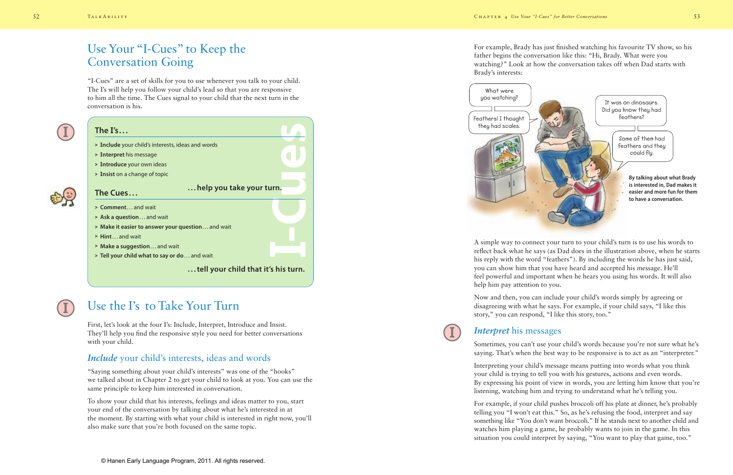# Use Your "I-Cues" to Keep the Conversation Going

"I-Cues" are a set of skills for you to use whenever you talk to your child. The I's will help you follow your child's lead so that you are responsive to him all the time. The Cues signal to your child that the next turn in the conversation is his.

**The I's…**

- > **Include** your child's interests, ideas and words
- > **Interpret** his message
- > **Introduce** your own ideas
- > **Insist** on a change of topic

**…help you take your turn.**

**The Cues…**

- > **Comment**… and wait
- > **Ask a question**… and wait
- > **Make it easier to answer your question**… and wait
- > **Hint**… and wait
- > **Make a suggestion**… and wait
- > **Tell your child what to say or do**… and wait

**…tell your child that it's his turn.**

## Use the I's to Take Your Turn

First, let's look at the four I's: Include, Interpret, Introduce and Insist. They'll help you find the responsive style you need for better conversations with your child.

### *Include* your child's interests, ideas and words

"Saying something about your child's interests" was one of the "hooks" we talked about in Chapter 2 to get your child to look at you. You can use the same principle to keep him interested in conversation.

To show your child that his interests, feelings and ideas matter to you, start your end of the conversation by talking about what he's interested in at the moment. By starting with what your child is interested in right now, you'll also make sure that you're both focused on the same topic.

For example, Brady has just finished watching his favourite TV show, so his father begins the conversation like this: "Hi, Brady. What were you watching?" Look at how the conversation takes off when Dad starts with Brady's interests:

What were you watching?

Feathers! I thought they had scales.

It was on dinosaurs. Did you know they had feathers?

Some of them had feathers and they could fly.

**By talking about what Brady is interested in, Dad makes it easier and more fun for them to have a conversation.**

A simple way to connect your turn to your child's turn is to use his words to reflect back what he says (as Dad does in the illustration above, when he starts his reply with the word "feathers"). By including the words he has just said, you can show him that you have heard and accepted his message. He'll feel powerful and important when he hears you using his words. It will also help him pay attention to you.

Now and then, you can include your child's words simply by agreeing or disagreeing with what he says. For example, if your child says, "I like this story," you can respond, "I like this story, too."

### *Interpret* his messages

Sometimes, you can't use your child's words because you're not sure what he's saying. That's when the best way to be responsive is to act as an "interpreter."

Interpreting your child's message means putting into words what you think your child is trying to tell you with his gestures, actions and even words. By expressing his point of view in words, you are letting him know that you're listening, watching him and trying to understand what he's telling you.

For example, if your child pushes broccoli off his plate at dinner, he's probably telling you "I won't eat this." So, as he's refusing the food, interpret and say something like "You don't want broccoli." If he stands next to another child and watches him playing a game, he probably wants to join in the game. In this situation you could interpret by saying, "You want to play that game, too."

© Hanen Early Language Program, 2011. All rights reserved.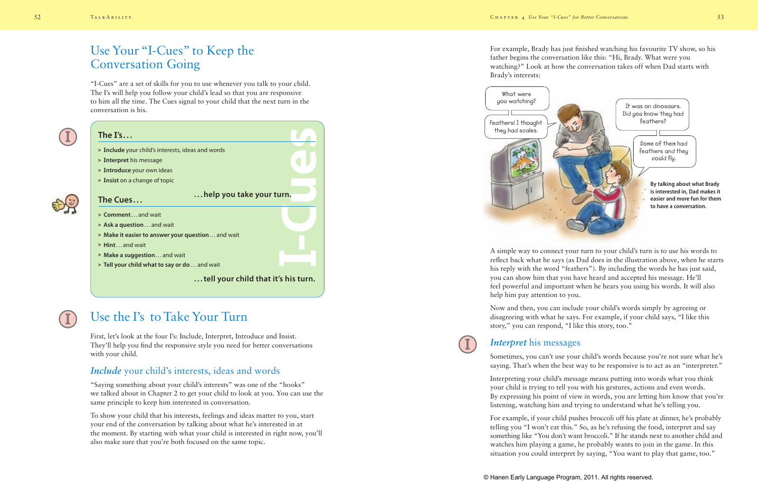# Use Your "I-Cues" to Keep the Conversation Going

"I-Cues" are a set of skills for you to use whenever you talk to your child. The I's will help you follow your child's lead so that you are responsive to him all the time. The Cues signal to your child that the next turn in the conversation is his.

**The I's…**

- > **Include** your child's interests, ideas and words
- > **Interpret** his message
- > **Introduce** your own ideas
- > **Insist** on a change of topic

**…help you take your turn.**

**The Cues…**

- > **Comment**… and wait
- > **Ask a question**… and wait
- > **Make it easier to answer your question**… and wait
- > **Hint**… and wait
- > **Make a suggestion**… and wait
- > **Tell your child what to say or do**… and wait

**…tell your child that it's his turn.**

## Use the I's to Take Your Turn

First, let's look at the four I's: Include, Interpret, Introduce and Insist. They'll help you find the responsive style you need for better conversations with your child.

### *Include* your child's interests, ideas and words

"Saying something about your child's interests" was one of the "hooks" we talked about in Chapter 2 to get your child to look at you. You can use the same principle to keep him interested in conversation.

To show your child that his interests, feelings and ideas matter to you, start your end of the conversation by talking about what he's interested in at the moment. By starting with what your child is interested in right now, you'll also make sure that you're both focused on the same topic.

For example, Brady has just finished watching his favourite TV show, so his father begins the conversation like this: "Hi, Brady. What were you watching?" Look at how the conversation takes off when Dad starts with Brady's interests:

**By talking about what Brady is interested in, Dad makes it easier and more fun for them to have a conversation.**

A simple way to connect your turn to your child's turn is to use his words to reflect back what he says (as Dad does in the illustration above, when he starts his reply with the word "feathers"). By including the words he has just said, you can show him that you have heard and accepted his message. He'll feel powerful and important when he hears you using his words. It will also help him pay attention to you.

Now and then, you can include your child's words simply by agreeing or disagreeing with what he says. For example, if your child says, "I like this story," you can respond, "I like this story, too."

### *Interpret* his messages

Sometimes, you can't use your child's words because you're not sure what he's saying. That's when the best way to be responsive is to act as an "interpreter."

Interpreting your child's message means putting into words what you think your child is trying to tell you with his gestures, actions and even words. By expressing his point of view in words, you are letting him know that you're listening, watching him and trying to understand what he's telling you.

For example, if your child pushes broccoli off his plate at dinner, he's probably telling you "I won't eat this." So, as he's refusing the food, interpret and say something like "You don't want broccoli." If he stands next to another child and watches him playing a game, he probably wants to join in the game. In this situation you could interpret by saying, "You want to play that game, too."

© Hanen Early Language Program, 2011. All rights reserved.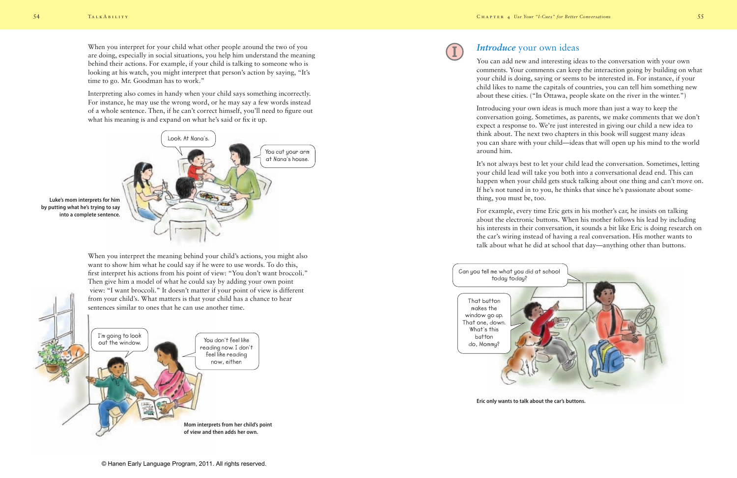When you interpret for your child what other people around the two of you are doing, especially in social situations, you help him understand the meaning behind their actions. For example, if your child is talking to someone who is looking at his watch, you might interpret that person's action by saying, "It's time to go. Mr. Goodman has to work."

Interpreting also comes in handy when your child says something incorrectly. For instance, he may use the wrong word, or he may say a few words instead of a whole sentence. Then, if he can't correct himself, you'll need to figure out what his meaning is and expand on what he's said or fix it up.

Look. At Nana's.

You cut your arm at Nana's house.

**Luke's mom interprets for him by putting what he's trying to say into a complete sentence.**

When you interpret the meaning behind your child's actions, you might also want to show him what he could say if he were to use words. To do this, first interpret his actions from his point of view: "You don't want broccoli." Then give him a model of what he could say by adding your own point of view: "I want broccoli." It doesn't matter if your point of view is different from your child's. What matters is that your child has a chance to hear sentences similar to ones that he can use another time.

I'm going to look out the window.

You don't feel like reading now. I don't feel like reading now, either.

**Mom interprets from her child's point of view and then adds her own.**

## I *Introduce* your own ideas

You can add new and interesting ideas to the conversation with your own comments. Your comments can keep the interaction going by building on what your child is doing, saying or seems to be interested in. For instance, if your child likes to name the capitals of countries, you can tell him something new about these cities. ("In Ottawa, people skate on the river in the winter.")

Introducing your own ideas is much more than just a way to keep the conversation going. Sometimes, as parents, we make comments that we don't expect a response to. We're just interested in giving our child a new idea to think about. The next two chapters in this book will suggest many ideas you can share with your child—ideas that will open up his mind to the world around him.

It's not always best to let your child lead the conversation. Sometimes, letting your child lead will take you both into a conversational dead end. This can happen when your child gets stuck talking about one thing and can't move on. If he's not tuned in to you, he thinks that since he's passionate about something, you must be, too.

For example, every time Eric gets in his mother's car, he insists on talking about the electronic buttons. When his mother follows his lead by including his interests in their conversation, it sounds a bit like Eric is doing research on the car's wiring instead of having a real conversation. His mother wants to talk about what he did at school that day—anything other than buttons.

Can you tell me what you did at school today?

That button makes the window go up. That one, down. What's this button do, Mommy?

**Eric only wants to talk about the car's buttons.**

© Hanen Early Language Program, 2011. All rights reserved.